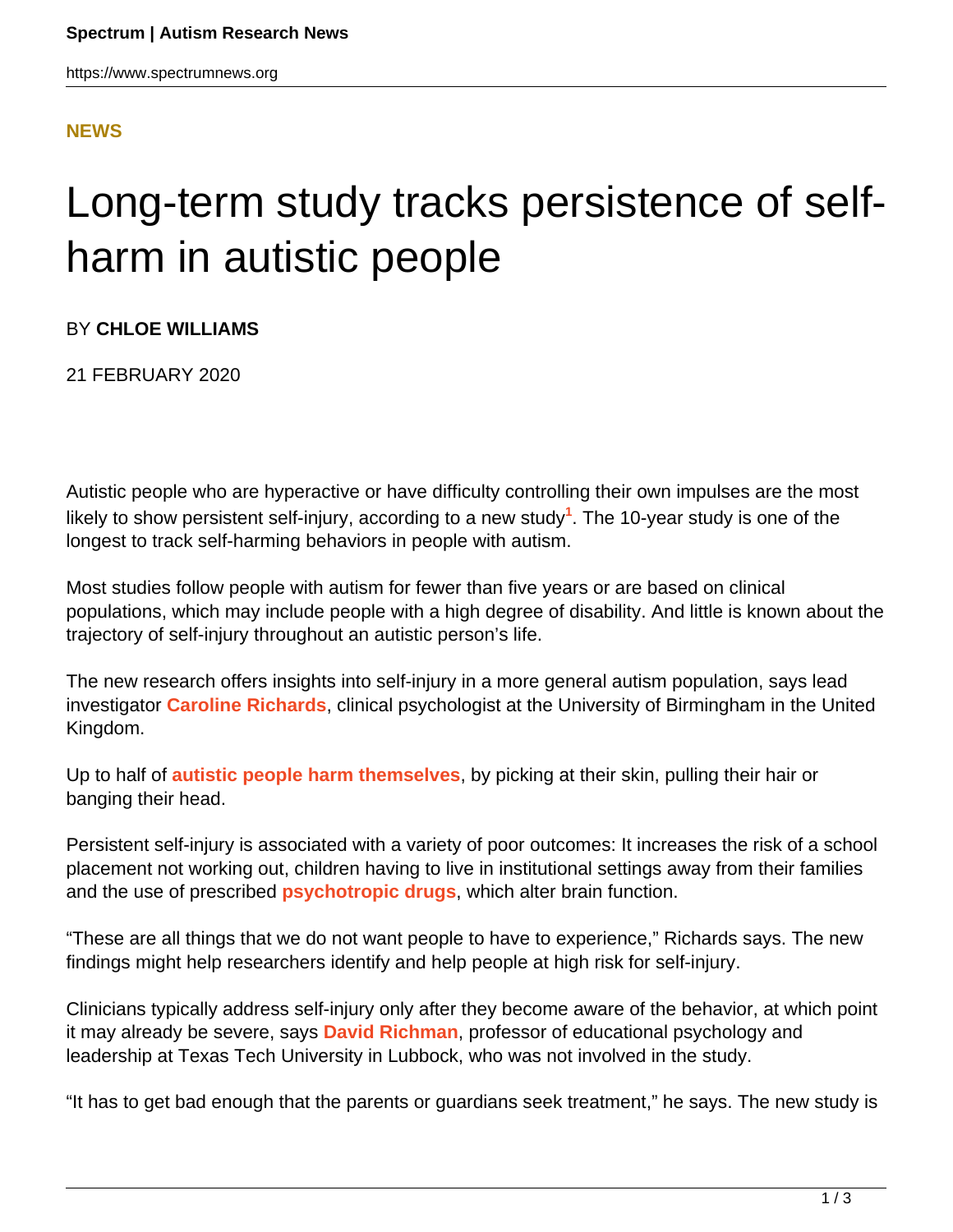NEWS

# Long-term study tracks persistence of self-harm in autistic people

BY **CHLOE WILLIAMS**

21 FEBRUARY 2020

Autistic people who are hyperactive or have difficulty controlling their own impulses are the most likely to show persistent self-injury, according to a new study[1]. The 10-year study is one of the longest to track self-harming behaviors in people with autism.

Most studies follow people with autism for fewer than five years or are based on clinical populations, which may include people with a high degree of disability. And little is known about the trajectory of self-injury throughout an autistic person's life.

The new research offers insights into self-injury in a more general autism population, says lead investigator **Caroline Richards**, clinical psychologist at the University of Birmingham in the United Kingdom.

Up to half of **autistic people harm themselves**, by picking at their skin, pulling their hair or banging their head.

Persistent self-injury is associated with a variety of poor outcomes: It increases the risk of a school placement not working out, children having to live in institutional settings away from their families and the use of prescribed **psychotropic drugs**, which alter brain function.

"These are all things that we do not want people to have to experience," Richards says. The new findings might help researchers identify and help people at high risk for self-injury.

Clinicians typically address self-injury only after they become aware of the behavior, at which point it may already be severe, says **David Richman**, professor of educational psychology and leadership at Texas Tech University in Lubbock, who was not involved in the study.

"It has to get bad enough that the parents or guardians seek treatment," he says. The new study is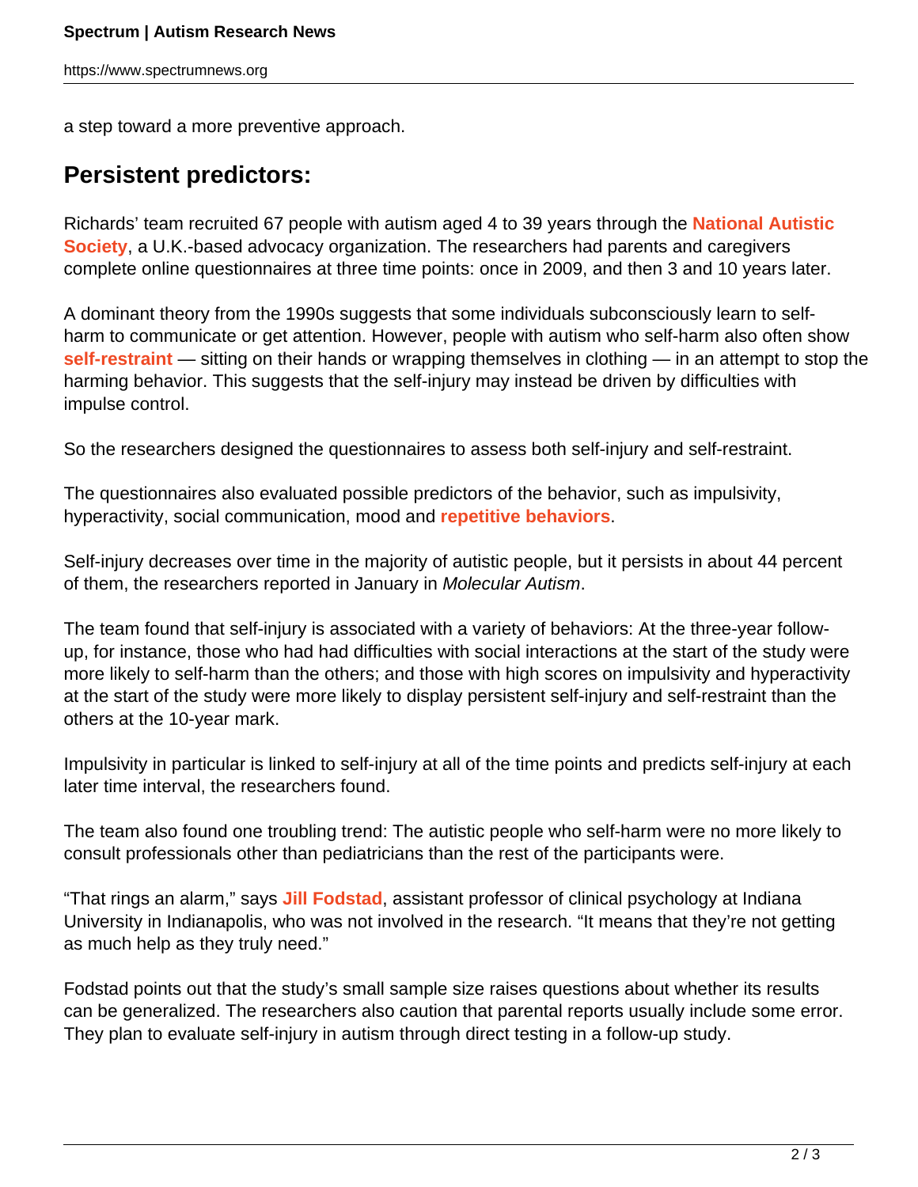a step toward a more preventive approach.

## Persistent predictors:

Richards' team recruited 67 people with autism aged 4 to 39 years through the **National Autistic Society**, a U.K.-based advocacy organization. The researchers had parents and caregivers complete online questionnaires at three time points: once in 2009, and then 3 and 10 years later.

A dominant theory from the 1990s suggests that some individuals subconsciously learn to self-harm to communicate or get attention. However, people with autism who self-harm also often show **self-restraint** — sitting on their hands or wrapping themselves in clothing — in an attempt to stop the harming behavior. This suggests that the self-injury may instead be driven by difficulties with impulse control.

So the researchers designed the questionnaires to assess both self-injury and self-restraint.

The questionnaires also evaluated possible predictors of the behavior, such as impulsivity, hyperactivity, social communication, mood and **repetitive behaviors**.

Self-injury decreases over time in the majority of autistic people, but it persists in about 44 percent of them, the researchers reported in January in *Molecular Autism*.

The team found that self-injury is associated with a variety of behaviors: At the three-year follow-up, for instance, those who had had difficulties with social interactions at the start of the study were more likely to self-harm than the others; and those with high scores on impulsivity and hyperactivity at the start of the study were more likely to display persistent self-injury and self-restraint than the others at the 10-year mark.

Impulsivity in particular is linked to self-injury at all of the time points and predicts self-injury at each later time interval, the researchers found.

The team also found one troubling trend: The autistic people who self-harm were no more likely to consult professionals other than pediatricians than the rest of the participants were.

"That rings an alarm," says **Jill Fodstad**, assistant professor of clinical psychology at Indiana University in Indianapolis, who was not involved in the research. "It means that they're not getting as much help as they truly need."

Fodstad points out that the study's small sample size raises questions about whether its results can be generalized. The researchers also caution that parental reports usually include some error. They plan to evaluate self-injury in autism through direct testing in a follow-up study.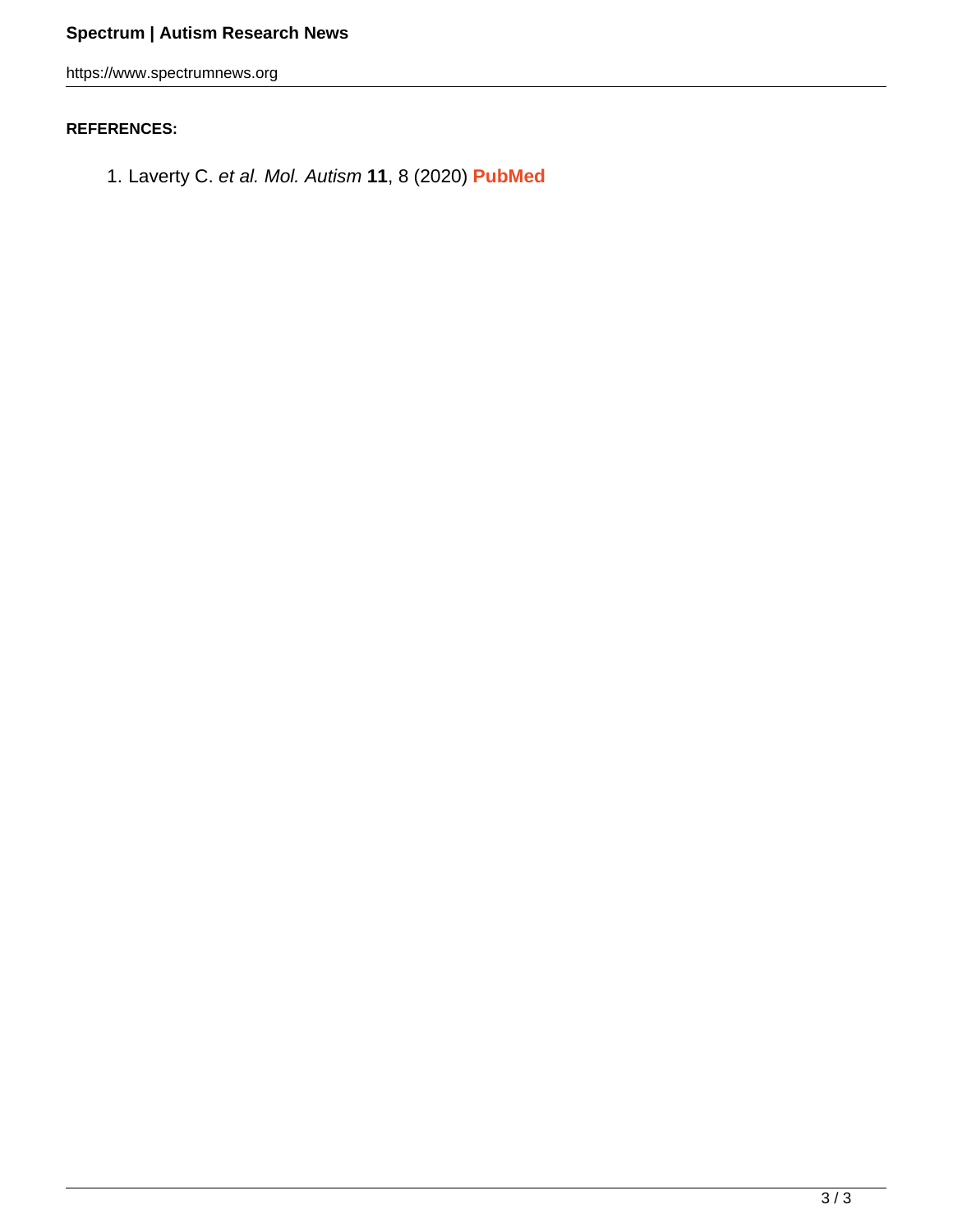**REFERENCES:**

1. Laverty C. *et al. Mol. Autism* **11**, 8 (2020) **PubMed**